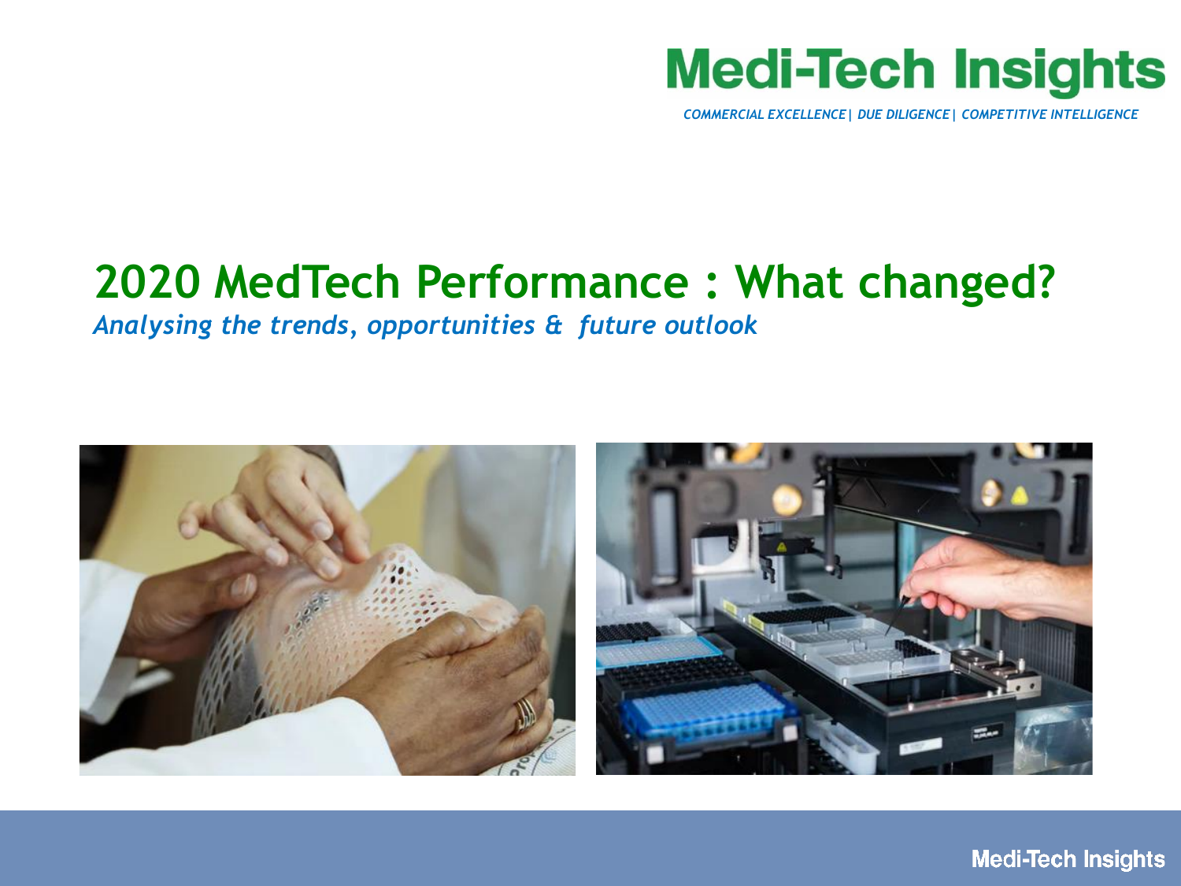Medi-Tech Insights

*COMMERCIAL EXCELLENCE | DUE DILIGENCE | COMPETITIVE INTELLIGENCE*

# 2020 MedTech Performance : What changed?

*Analysing the trends, opportunities & future outlook*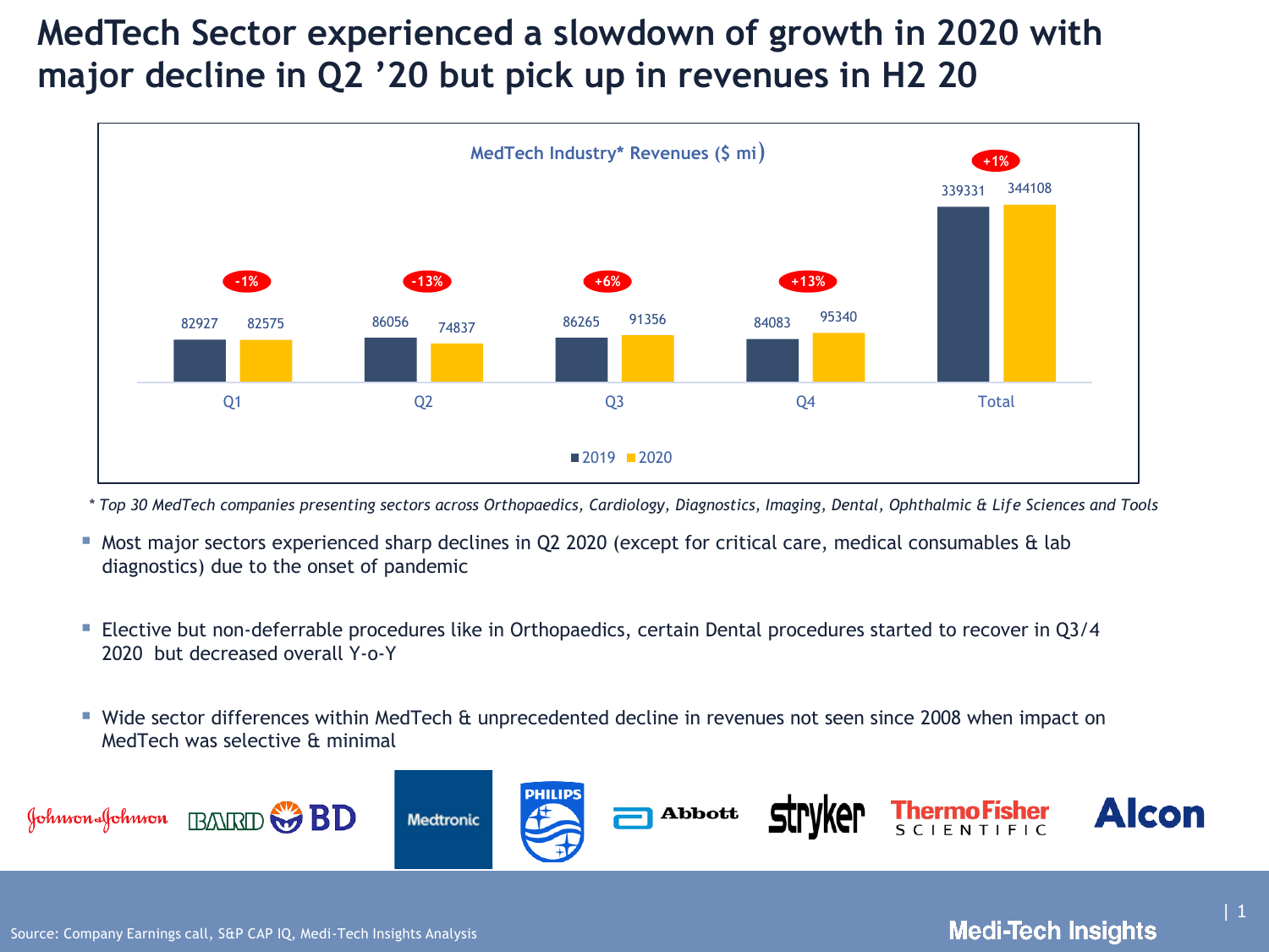# MedTech Sector experienced a slowdown of growth in 2020 with major decline in Q2 '20 but pick up in revenues in H2 20

**MedTech Industry* Revenues ($ mi)**

| | 2019 | 2020 | Change |
|---|---|---|---|
| Q1 | 82927 | 82575 | -1% |
| Q2 | 86056 | 74837 | -13% |
| Q3 | 86265 | 91356 | +6% |
| Q4 | 84083 | 95340 | +13% |
| Total | 339331 | 344108 | +1% |

*\* Top 30 MedTech companies presenting sectors across Orthopaedics, Cardiology, Diagnostics, Imaging, Dental, Ophthalmic & Life Sciences and Tools*

- Most major sectors experienced sharp declines in Q2 2020 (except for critical care, medical consumables & lab diagnostics) due to the onset of pandemic
- Elective but non-deferrable procedures like in Orthopaedics, certain Dental procedures started to recover in Q3/4 2020 but decreased overall Y-o-Y
- Wide sector differences within MedTech & unprecedented decline in revenues not seen since 2008 when impact on MedTech was selective & minimal

Johnson & Johnson | BARD | BD | Medtronic | PHILIPS | Abbott | stryker | ThermoFisher SCIENTIFIC | Alcon

Source: Company Earnings call, S&P CAP IQ, Medi-Tech Insights Analysis

Medi-Tech Insights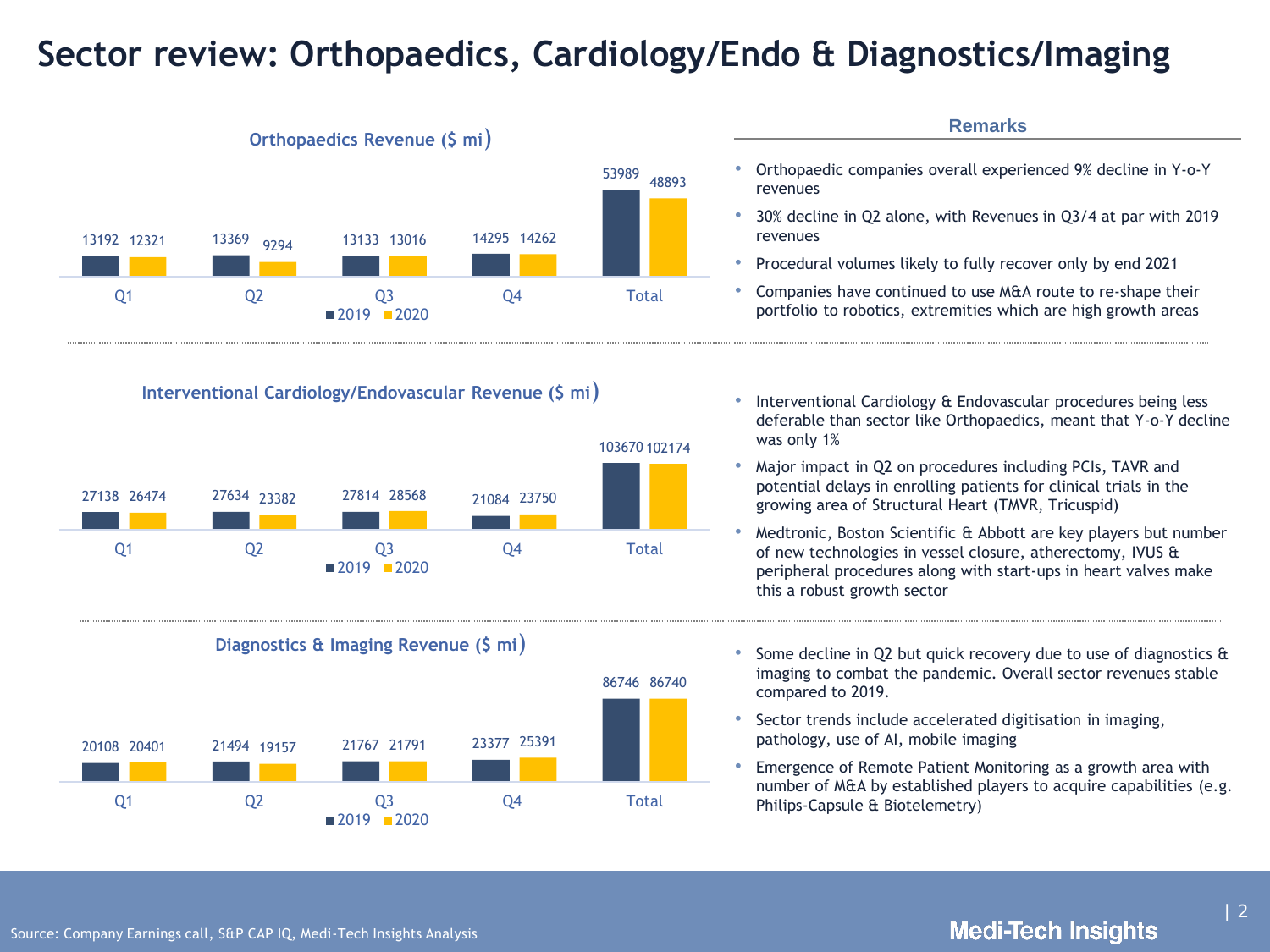# Sector review: Orthopaedics, Cardiology/Endo & Diagnostics/Imaging

### Orthopaedics Revenue ($ mi)

| | Q1 | Q2 | Q3 | Q4 | Total |
|---|---|---|---|---|---|
| 2019 | 13192 | 13369 | 13133 | 14295 | 53989 |
| 2020 | 12321 | 9294 | 13016 | 14262 | 48893 |

**Remarks**

- Orthopaedic companies overall experienced 9% decline in Y-o-Y revenues
- 30% decline in Q2 alone, with Revenues in Q3/4 at par with 2019 revenues
- Procedural volumes likely to fully recover only by end 2021
- Companies have continued to use M&A route to re-shape their portfolio to robotics, extremities which are high growth areas

### Interventional Cardiology/Endovascular Revenue ($ mi)

| | Q1 | Q2 | Q3 | Q4 | Total |
|---|---|---|---|---|---|
| 2019 | 27138 | 27634 | 27814 | 21084 | 103670 |
| 2020 | 26474 | 23382 | 28568 | 23750 | 102174 |

- Interventional Cardiology & Endovascular procedures being less deferable than sector like Orthopaedics, meant that Y-o-Y decline was only 1%
- Major impact in Q2 on procedures including PCIs, TAVR and potential delays in enrolling patients for clinical trials in the growing area of Structural Heart (TMVR, Tricuspid)
- Medtronic, Boston Scientific & Abbott are key players but number of new technologies in vessel closure, atherectomy, IVUS & peripheral procedures along with start-ups in heart valves make this a robust growth sector

### Diagnostics & Imaging Revenue ($ mi)

| | Q1 | Q2 | Q3 | Q4 | Total |
|---|---|---|---|---|---|
| 2019 | 20108 | 21494 | 21767 | 23377 | 86746 |
| 2020 | 20401 | 19157 | 21791 | 25391 | 86740 |

- Some decline in Q2 but quick recovery due to use of diagnostics & imaging to combat the pandemic. Overall sector revenues stable compared to 2019.
- Sector trends include accelerated digitisation in imaging, pathology, use of AI, mobile imaging
- Emergence of Remote Patient Monitoring as a growth area with number of M&A by established players to acquire capabilities (e.g. Philips-Capsule & Biotelemetry)

Source: Company Earnings call, S&P CAP IQ, Medi-Tech Insights Analysis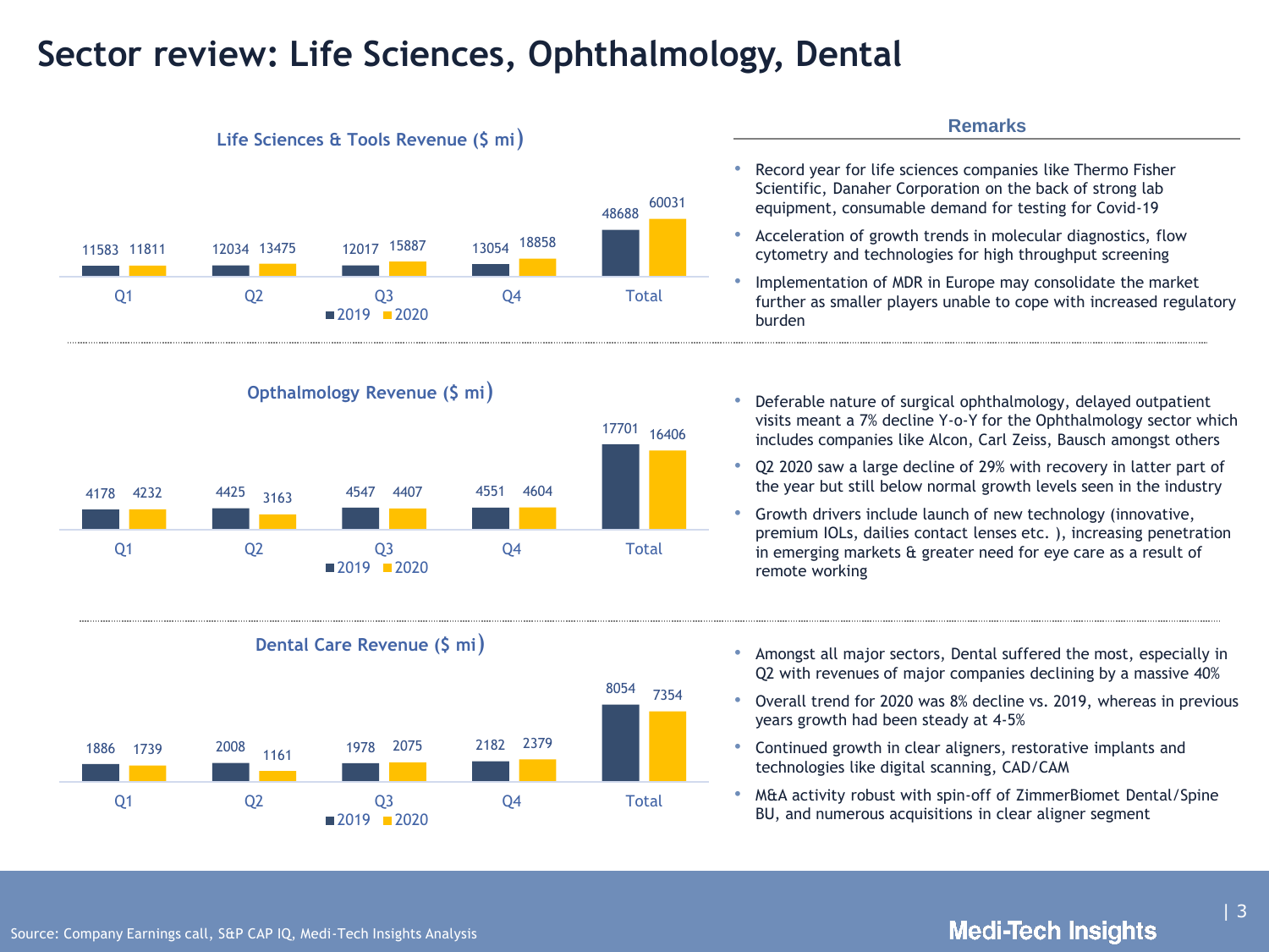# Sector review: Life Sciences, Ophthalmology, Dental

### Life Sciences & Tools Revenue ($ mi)

| | Q1 | Q2 | Q3 | Q4 | Total |
|---|---|---|---|---|---|
| 2019 | 11583 | 12034 | 12017 | 13054 | 48688 |
| 2020 | 11811 | 13475 | 15887 | 18858 | 60031 |

**Remarks**

- Record year for life sciences companies like Thermo Fisher Scientific, Danaher Corporation on the back of strong lab equipment, consumable demand for testing for Covid-19
- Acceleration of growth trends in molecular diagnostics, flow cytometry and technologies for high throughput screening
- Implementation of MDR in Europe may consolidate the market further as smaller players unable to cope with increased regulatory burden

### Opthalmology Revenue ($ mi)

| | Q1 | Q2 | Q3 | Q4 | Total |
|---|---|---|---|---|---|
| 2019 | 4178 | 4425 | 4547 | 4551 | 17701 |
| 2020 | 4232 | 3163 | 4407 | 4604 | 16406 |

- Deferable nature of surgical ophthalmology, delayed outpatient visits meant a 7% decline Y-o-Y for the Ophthalmology sector which includes companies like Alcon, Carl Zeiss, Bausch amongst others
- Q2 2020 saw a large decline of 29% with recovery in latter part of the year but still below normal growth levels seen in the industry
- Growth drivers include launch of new technology (innovative, premium IOLs, dailies contact lenses etc. ), increasing penetration in emerging markets & greater need for eye care as a result of remote working

### Dental Care Revenue ($ mi)

| | Q1 | Q2 | Q3 | Q4 | Total |
|---|---|---|---|---|---|
| 2019 | 1886 | 2008 | 1978 | 2182 | 8054 |
| 2020 | 1739 | 1161 | 2075 | 2379 | 7354 |

- Amongst all major sectors, Dental suffered the most, especially in Q2 with revenues of major companies declining by a massive 40%
- Overall trend for 2020 was 8% decline vs. 2019, whereas in previous years growth had been steady at 4-5%
- Continued growth in clear aligners, restorative implants and technologies like digital scanning, CAD/CAM
- M&A activity robust with spin-off of ZimmerBiomet Dental/Spine BU, and numerous acquisitions in clear aligner segment

Source: Company Earnings call, S&P CAP IQ, Medi-Tech Insights Analysis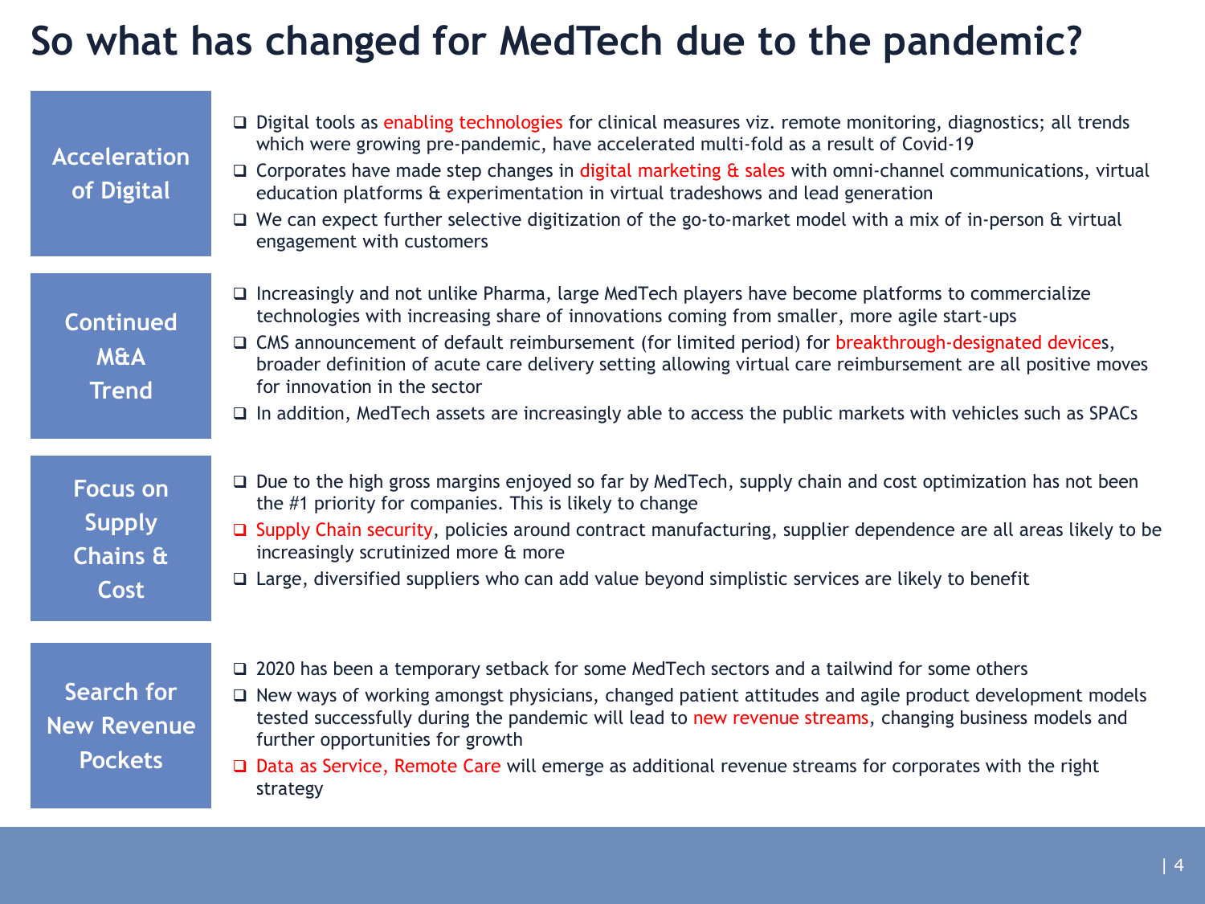# So what has changed for MedTech due to the pandemic?

## Acceleration of Digital

- Digital tools as enabling technologies for clinical measures viz. remote monitoring, diagnostics; all trends which were growing pre-pandemic, have accelerated multi-fold as a result of Covid-19
- Corporates have made step changes in digital marketing & sales with omni-channel communications, virtual education platforms & experimentation in virtual tradeshows and lead generation
- We can expect further selective digitization of the go-to-market model with a mix of in-person & virtual engagement with customers

## Continued M&A Trend

- Increasingly and not unlike Pharma, large MedTech players have become platforms to commercialize technologies with increasing share of innovations coming from smaller, more agile start-ups
- CMS announcement of default reimbursement (for limited period) for breakthrough-designated devices, broader definition of acute care delivery setting allowing virtual care reimbursement are all positive moves for innovation in the sector
- In addition, MedTech assets are increasingly able to access the public markets with vehicles such as SPACs

## Focus on Supply Chains & Cost

- Due to the high gross margins enjoyed so far by MedTech, supply chain and cost optimization has not been the #1 priority for companies. This is likely to change
- Supply Chain security, policies around contract manufacturing, supplier dependence are all areas likely to be increasingly scrutinized more & more
- Large, diversified suppliers who can add value beyond simplistic services are likely to benefit

## Search for New Revenue Pockets

- 2020 has been a temporary setback for some MedTech sectors and a tailwind for some others
- New ways of working amongst physicians, changed patient attitudes and agile product development models tested successfully during the pandemic will lead to new revenue streams, changing business models and further opportunities for growth
- Data as Service, Remote Care will emerge as additional revenue streams for corporates with the right strategy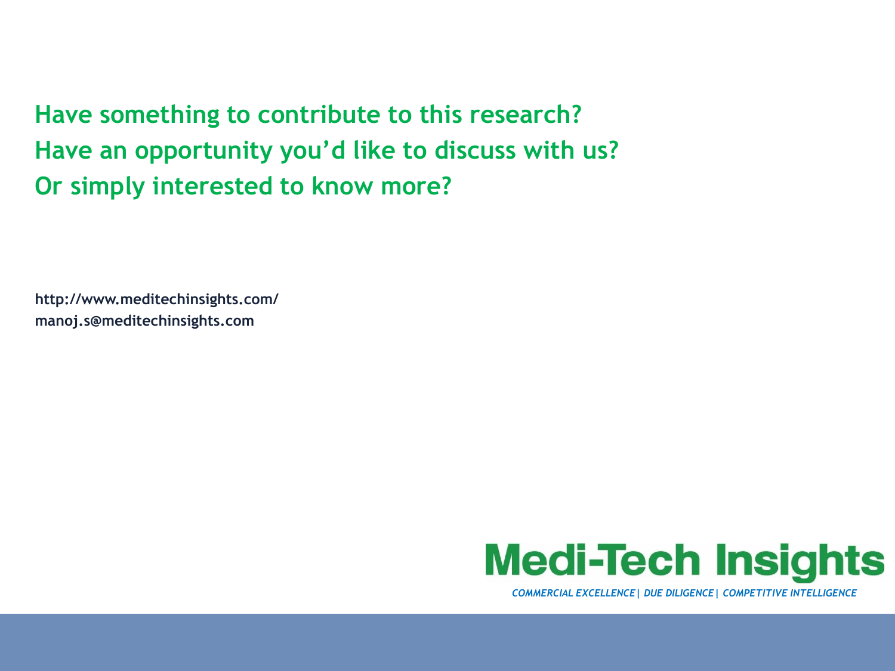**Have something to contribute to this research?**
**Have an opportunity you'd like to discuss with us?**
**Or simply interested to know more?**

**http://www.meditechinsights.com/**
**manoj.s@meditechinsights.com**

**Medi-Tech Insights**

*COMMERCIAL EXCELLENCE | DUE DILIGENCE | COMPETITIVE INTELLIGENCE*